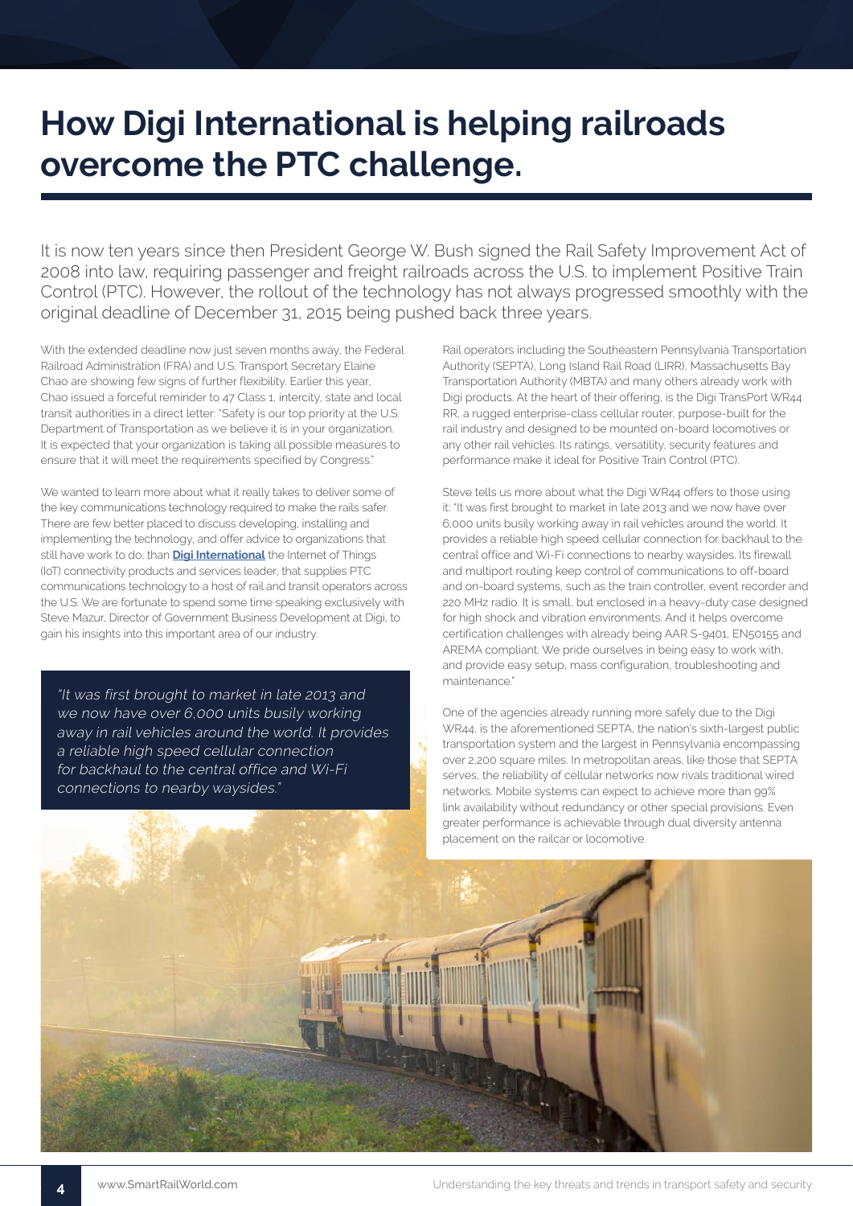# How Digi International is helping railroads overcome the PTC challenge.

It is now ten years since then President George W. Bush signed the Rail Safety Improvement Act of 2008 into law, requiring passenger and freight railroads across the U.S. to implement Positive Train Control (PTC). However, the rollout of the technology has not always progressed smoothly with the original deadline of December 31, 2015 being pushed back three years.

With the extended deadline now just seven months away, the Federal Railroad Administration (FRA) and U.S. Transport Secretary Elaine Chao are showing few signs of further flexibility. Earlier this year, Chao issued a forceful reminder to 47 Class 1, intercity, state and local transit authorities in a direct letter: "Safety is our top priority at the U.S. Department of Transportation as we believe it is in your organization. It is expected that your organization is taking all possible measures to ensure that it will meet the requirements specified by Congress."

We wanted to learn more about what it really takes to deliver some of the key communications technology required to make the rails safer. There are few better placed to discuss developing, installing and implementing the technology, and offer advice to organizations that still have work to do, than **Digi International** the Internet of Things (IoT) connectivity products and services leader, that supplies PTC communications technology to a host of rail and transit operators across the U.S. We are fortunate to spend some time speaking exclusively with Steve Mazur, Director of Government Business Development at Digi, to gain his insights into this important area of our industry.

> *"It was first brought to market in late 2013 and we now have over 6,000 units busily working away in rail vehicles around the world. It provides a reliable high speed cellular connection for backhaul to the central office and Wi-Fi connections to nearby waysides."*

Rail operators including the Southeastern Pennsylvania Transportation Authority (SEPTA), Long Island Rail Road (LIRR), Massachusetts Bay Transportation Authority (MBTA) and many others already work with Digi products. At the heart of their offering, is the Digi TransPort WR44 RR, a rugged enterprise-class cellular router, purpose-built for the rail industry and designed to be mounted on-board locomotives or any other rail vehicles. Its ratings, versatility, security features and performance make it ideal for Positive Train Control (PTC).

Steve tells us more about what the Digi WR44 offers to those using it: "It was first brought to market in late 2013 and we now have over 6,000 units busily working away in rail vehicles around the world. It provides a reliable high speed cellular connection for backhaul to the central office and Wi-Fi connections to nearby waysides. Its firewall and multiport routing keep control of communications to off-board and on-board systems, such as the train controller, event recorder and 220 MHz radio. It is small, but enclosed in a heavy-duty case designed for high shock and vibration environments. And it helps overcome certification challenges with already being AAR S-9401, EN50155 and AREMA compliant. We pride ourselves in being easy to work with, and provide easy setup, mass configuration, troubleshooting and maintenance."

One of the agencies already running more safely due to the Digi WR44, is the aforementioned SEPTA, the nation's sixth-largest public transportation system and the largest in Pennsylvania encompassing over 2,200 square miles. In metropolitan areas, like those that SEPTA serves, the reliability of cellular networks now rivals traditional wired networks. Mobile systems can expect to achieve more than 99% link availability without redundancy or other special provisions. Even greater performance is achievable through dual diversity antenna placement on the railcar or locomotive.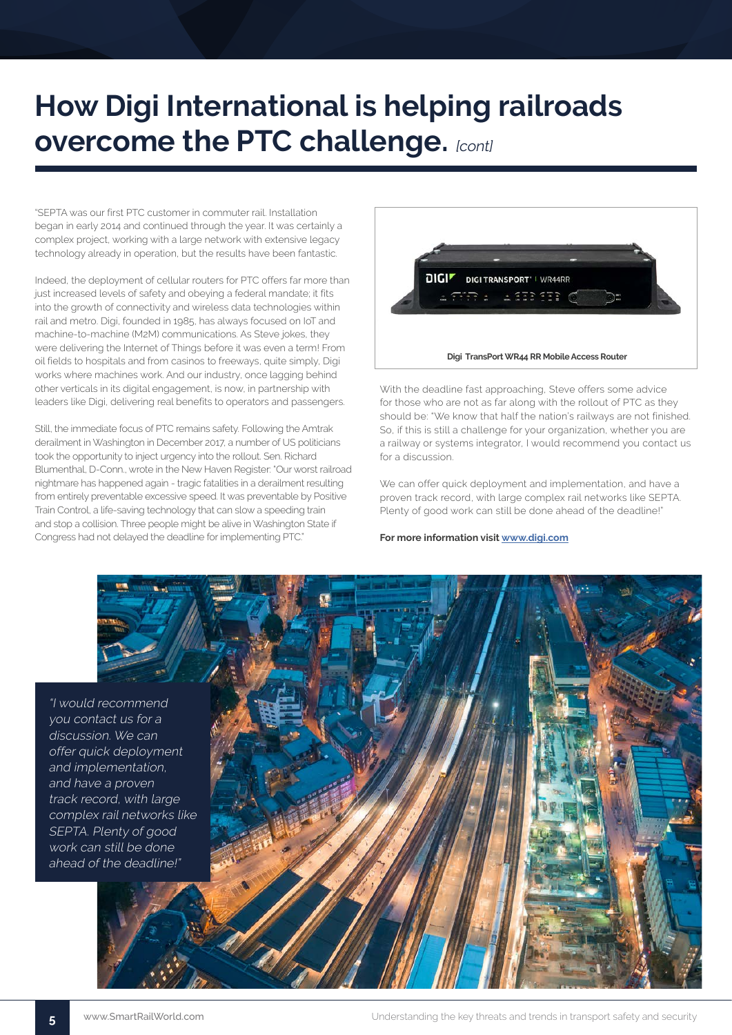# How Digi International is helping railroads overcome the PTC challenge. *[cont]*

"SEPTA was our first PTC customer in commuter rail. Installation began in early 2014 and continued through the year. It was certainly a complex project, working with a large network with extensive legacy technology already in operation, but the results have been fantastic.

Indeed, the deployment of cellular routers for PTC offers far more than just increased levels of safety and obeying a federal mandate; it fits into the growth of connectivity and wireless data technologies within rail and metro. Digi, founded in 1985, has always focused on IoT and machine-to-machine (M2M) communications. As Steve jokes, they were delivering the Internet of Things before it was even a term! From oil fields to hospitals and from casinos to freeways, quite simply, Digi works where machines work. And our industry, once lagging behind other verticals in its digital engagement, is now, in partnership with leaders like Digi, delivering real benefits to operators and passengers.

Still, the immediate focus of PTC remains safety. Following the Amtrak derailment in Washington in December 2017, a number of US politicians took the opportunity to inject urgency into the rollout. Sen. Richard Blumenthal, D-Conn., wrote in the New Haven Register: "Our worst railroad nightmare has happened again - tragic fatalities in a derailment resulting from entirely preventable excessive speed. It was preventable by Positive Train Control, a life-saving technology that can slow a speeding train and stop a collision. Three people might be alive in Washington State if Congress had not delayed the deadline for implementing PTC."

**Digi TransPort WR44 RR Mobile Access Router**

With the deadline fast approaching, Steve offers some advice for those who are not as far along with the rollout of PTC as they should be: "We know that half the nation's railways are not finished. So, if this is still a challenge for your organization, whether you are a railway or systems integrator, I would recommend you contact us for a discussion.

We can offer quick deployment and implementation, and have a proven track record, with large complex rail networks like SEPTA. Plenty of good work can still be done ahead of the deadline!"

**For more information visit [www.digi.com](http://www.digi.com)**

*"I would recommend you contact us for a discussion. We can offer quick deployment and implementation, and have a proven track record, with large complex rail networks like SEPTA. Plenty of good work can still be done ahead of the deadline!"*